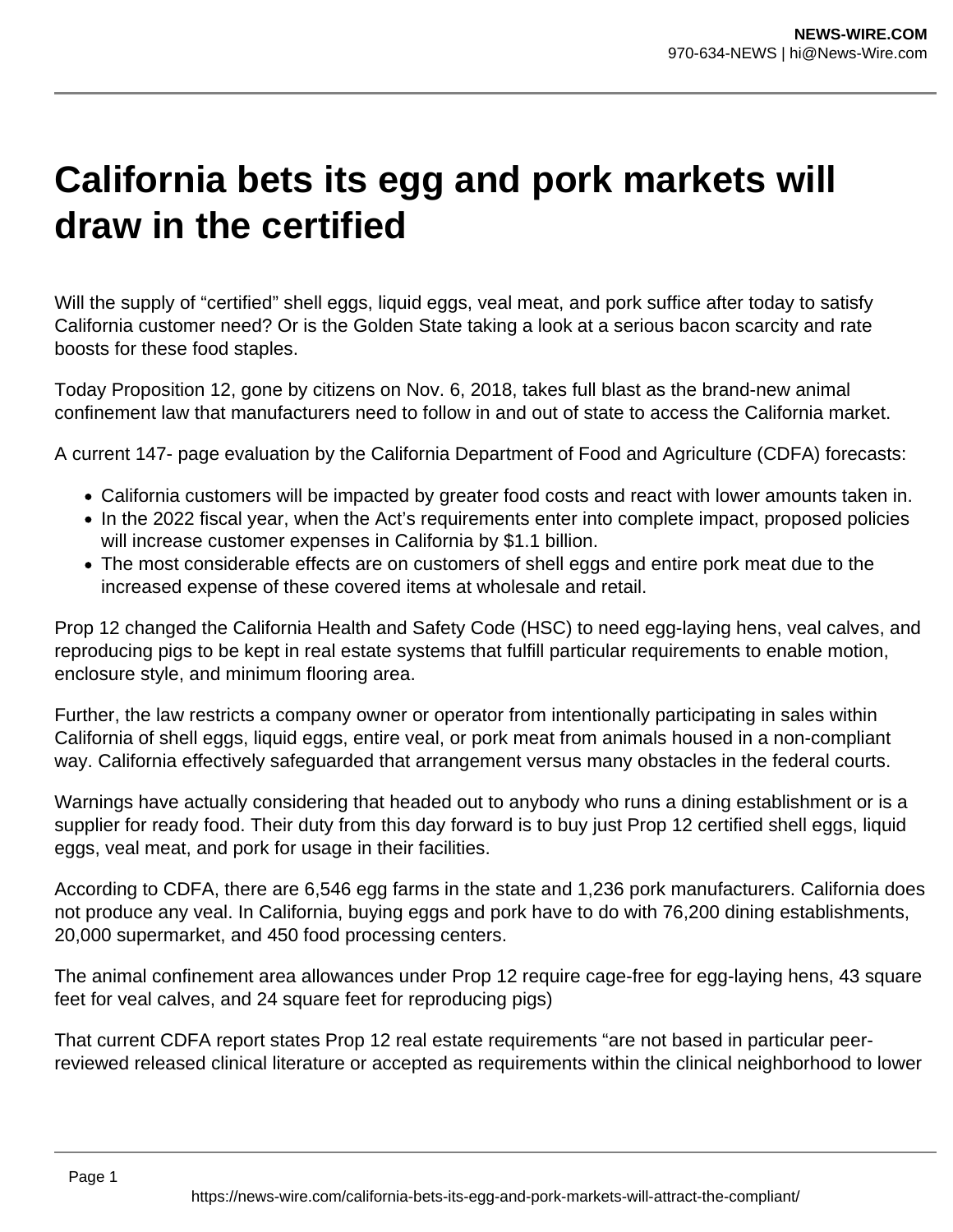# California bets its egg and pork markets will draw in the certified

Will the supply of "certified" shell eggs, liquid eggs, veal meat, and pork suffice after today to satisfy California customer need? Or is the Golden State taking a look at a serious bacon scarcity and rate boosts for these food staples.

Today Proposition 12, gone by citizens on Nov. 6, 2018, takes full blast as the brand-new animal confinement law that manufacturers need to follow in and out of state to access the California market.

A current 147- page evaluation by the California Department of Food and Agriculture (CDFA) forecasts:

- California customers will be impacted by greater food costs and react with lower amounts taken in.
- In the 2022 fiscal year, when the Act's requirements enter into complete impact, proposed policies will increase customer expenses in California by $1.1 billion.
- The most considerable effects are on customers of shell eggs and entire pork meat due to the increased expense of these covered items at wholesale and retail.

Prop 12 changed the California Health and Safety Code (HSC) to need egg-laying hens, veal calves, and reproducing pigs to be kept in real estate systems that fulfill particular requirements to enable motion, enclosure style, and minimum flooring area.

Further, the law restricts a company owner or operator from intentionally participating in sales within California of shell eggs, liquid eggs, entire veal, or pork meat from animals housed in a non-compliant way. California effectively safeguarded that arrangement versus many obstacles in the federal courts.

Warnings have actually considering that headed out to anybody who runs a dining establishment or is a supplier for ready food. Their duty from this day forward is to buy just Prop 12 certified shell eggs, liquid eggs, veal meat, and pork for usage in their facilities.

According to CDFA, there are 6,546 egg farms in the state and 1,236 pork manufacturers. California does not produce any veal. In California, buying eggs and pork have to do with 76,200 dining establishments, 20,000 supermarket, and 450 food processing centers.

The animal confinement area allowances under Prop 12 require cage-free for egg-laying hens, 43 square feet for veal calves, and 24 square feet for reproducing pigs)

That current CDFA report states Prop 12 real estate requirements "are not based in particular peer-reviewed released clinical literature or accepted as requirements within the clinical neighborhood to lower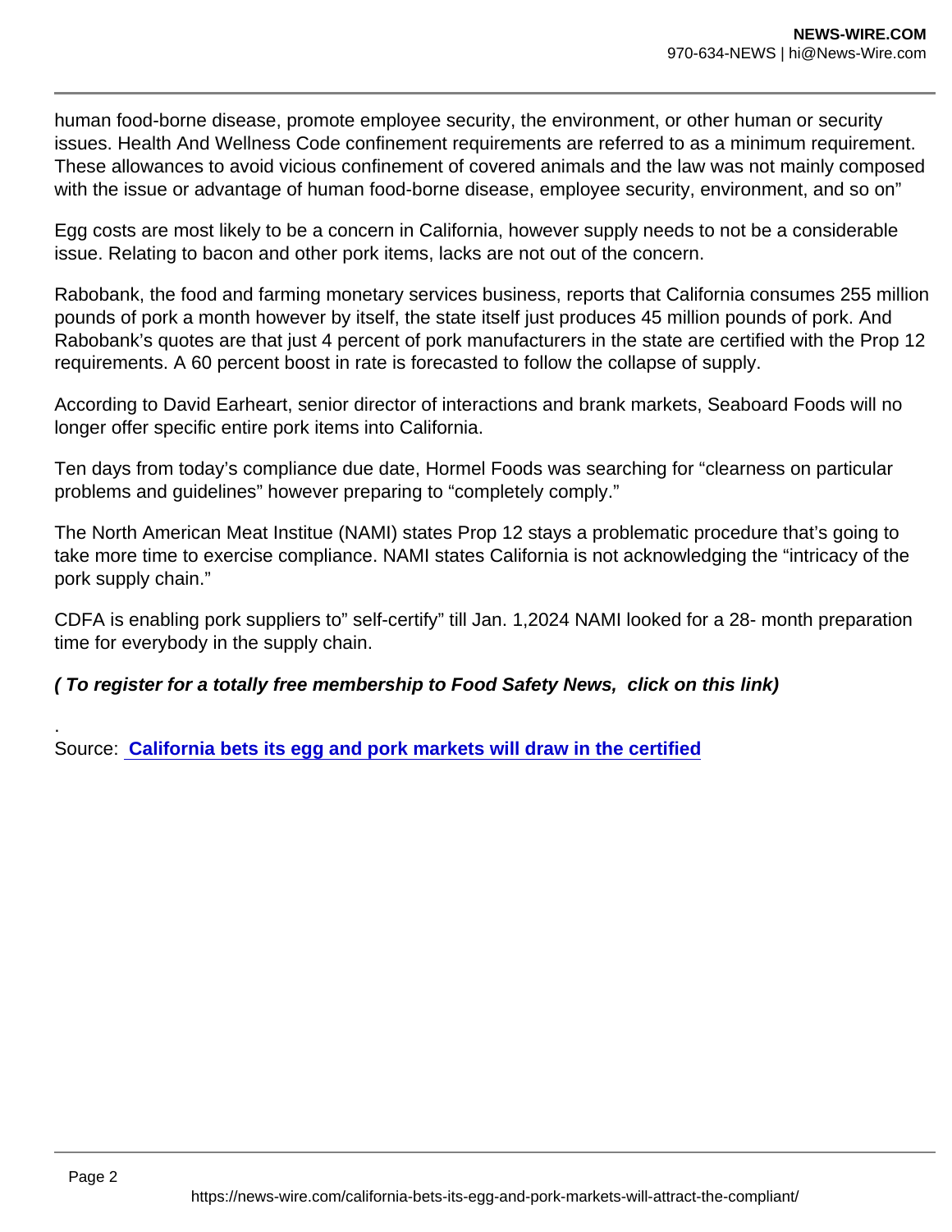human food-borne disease, promote employee security, the environment, or other human or security issues. Health And Wellness Code confinement requirements are referred to as a minimum requirement. These allowances to avoid vicious confinement of covered animals and the law was not mainly composed with the issue or advantage of human food-borne disease, employee security, environment, and so on"

Egg costs are most likely to be a concern in California, however supply needs to not be a considerable issue. Relating to bacon and other pork items, lacks are not out of the concern.

Rabobank, the food and farming monetary services business, reports that California consumes 255 million pounds of pork a month however by itself, the state itself just produces 45 million pounds of pork. And Rabobank's quotes are that just 4 percent of pork manufacturers in the state are certified with the Prop 12 requirements. A 60 percent boost in rate is forecasted to follow the collapse of supply.

According to David Earheart, senior director of interactions and brank markets, Seaboard Foods will no longer offer specific entire pork items into California.

Ten days from today's compliance due date, Hormel Foods was searching for "clearness on particular problems and guidelines" however preparing to "completely comply."

The North American Meat Institue (NAMI) states Prop 12 stays a problematic procedure that's going to take more time to exercise compliance. NAMI states California is not acknowledging the "intricacy of the pork supply chain."

CDFA is enabling pork suppliers to" self-certify" till Jan. 1,2024 NAMI looked for a 28- month preparation time for everybody in the supply chain.

***( To register for a totally free membership to Food Safety News, click on this link)***

.
Source: **California bets its egg and pork markets will draw in the certified**